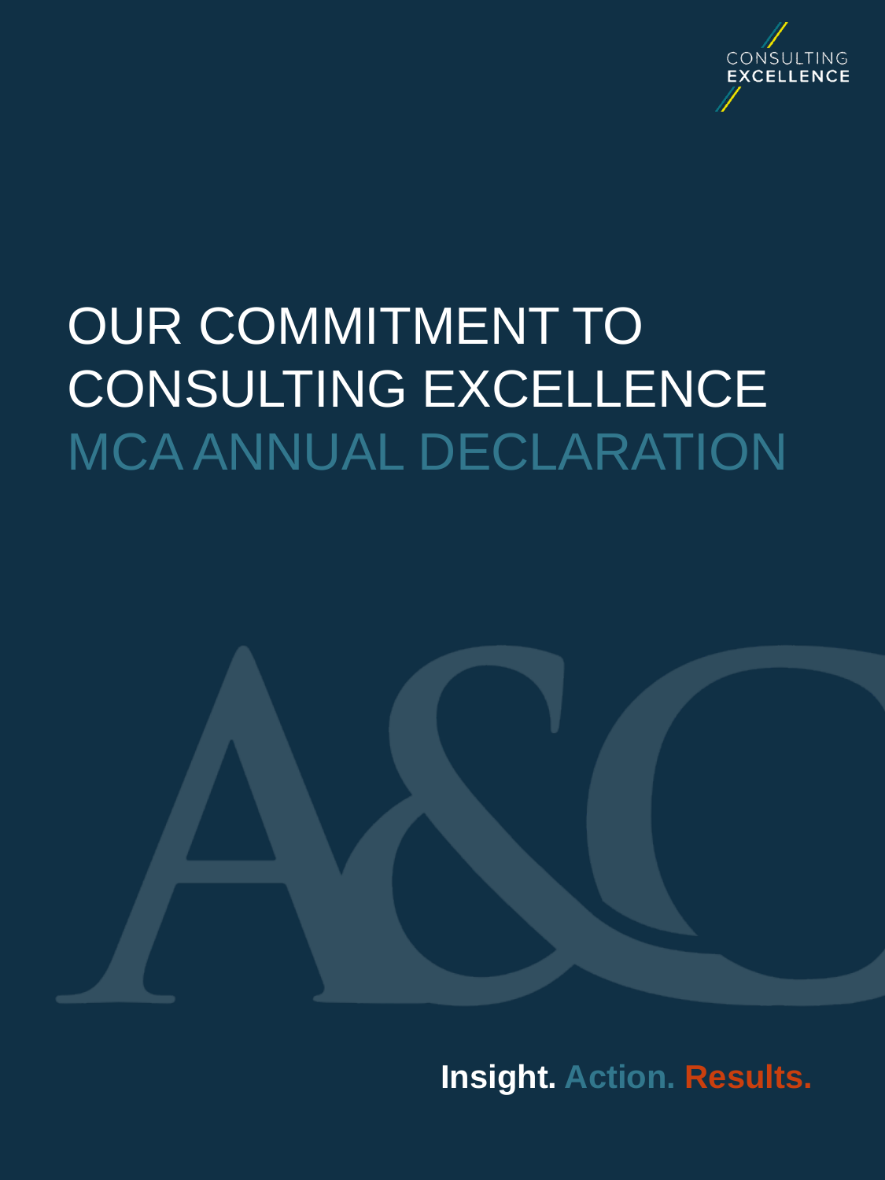CONSULTING EXCELLENCE

# OUR COMMITMENT TO CONSULTING EXCELLENCE

## MCA ANNUAL DECLARATION

**Insight. Action. Results.**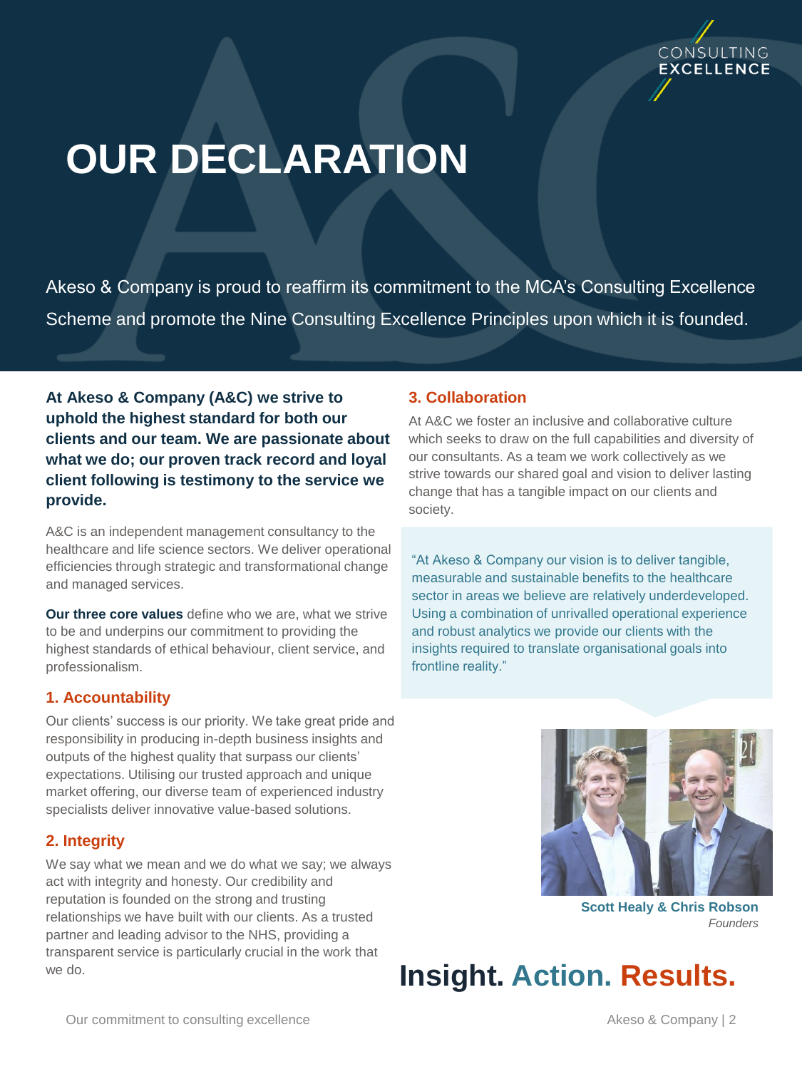CONSULTING EXCELLENCE

# OUR DECLARATION

Akeso & Company is proud to reaffirm its commitment to the MCA's Consulting Excellence Scheme and promote the Nine Consulting Excellence Principles upon which it is founded.

**At Akeso & Company (A&C) we strive to uphold the highest standard for both our clients and our team. We are passionate about what we do; our proven track record and loyal client following is testimony to the service we provide.**

A&C is an independent management consultancy to the healthcare and life science sectors. We deliver operational efficiencies through strategic and transformational change and managed services.

**Our three core values** define who we are, what we strive to be and underpins our commitment to providing the highest standards of ethical behaviour, client service, and professionalism.

### 1. Accountability

Our clients' success is our priority. We take great pride and responsibility in producing in-depth business insights and outputs of the highest quality that surpass our clients' expectations. Utilising our trusted approach and unique market offering, our diverse team of experienced industry specialists deliver innovative value-based solutions.

### 2. Integrity

We say what we mean and we do what we say; we always act with integrity and honesty. Our credibility and reputation is founded on the strong and trusting relationships we have built with our clients. As a trusted partner and leading advisor to the NHS, providing a transparent service is particularly crucial in the work that we do.

### 3. Collaboration

At A&C we foster an inclusive and collaborative culture which seeks to draw on the full capabilities and diversity of our consultants. As a team we work collectively as we strive towards our shared goal and vision to deliver lasting change that has a tangible impact on our clients and society.

"At Akeso & Company our vision is to deliver tangible, measurable and sustainable benefits to the healthcare sector in areas we believe are relatively underdeveloped. Using a combination of unrivalled operational experience and robust analytics we provide our clients with the insights required to translate organisational goals into frontline reality."

**Scott Healy & Chris Robson**
*Founders*

**Insight. Action. Results.**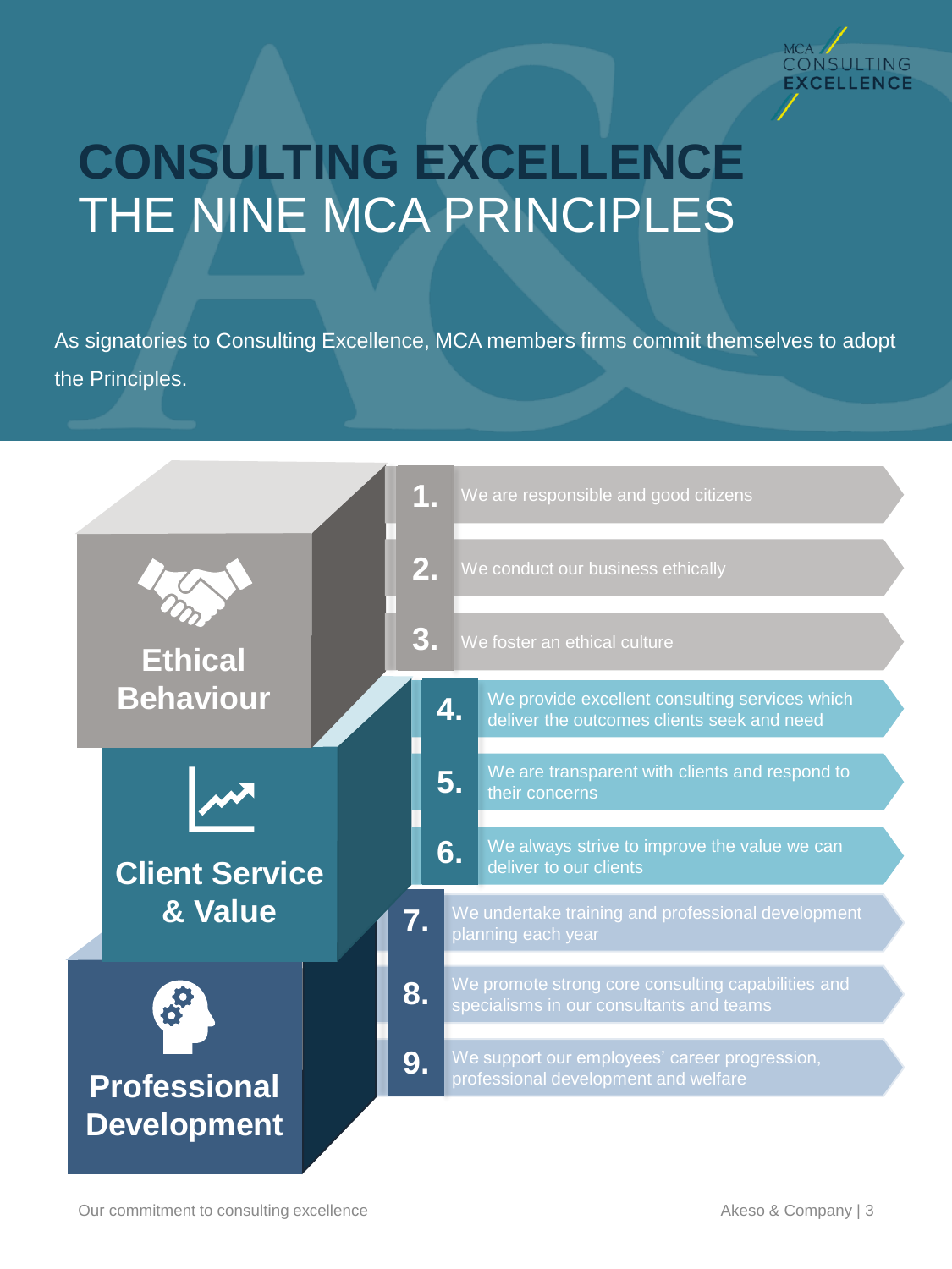# CONSULTING EXCELLENCE
## THE NINE MCA PRINCIPLES

As signatories to Consulting Excellence, MCA members firms commit themselves to adopt the Principles.

### Ethical Behaviour

1. We are responsible and good citizens
2. We conduct our business ethically
3. We foster an ethical culture

### Client Service & Value

4. We provide excellent consulting services which deliver the outcomes clients seek and need
5. We are transparent with clients and respond to their concerns
6. We always strive to improve the value we can deliver to our clients

### Professional Development

7. We undertake training and professional development planning each year
8. We promote strong core consulting capabilities and specialisms in our consultants and teams
9. We support our employees' career progression, professional development and welfare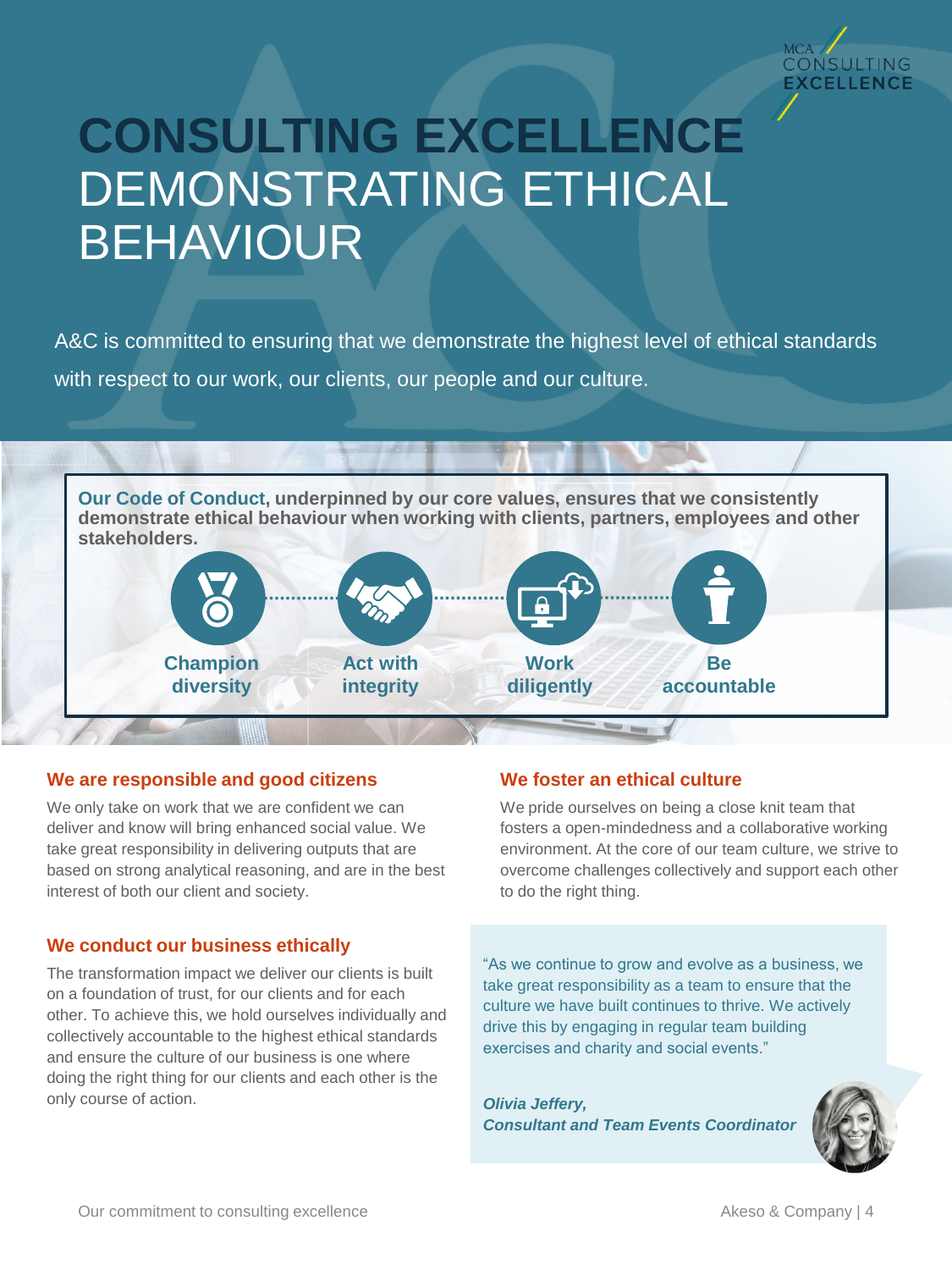MCA CONSULTING EXCELLENCE

# CONSULTING EXCELLENCE DEMONSTRATING ETHICAL BEHAVIOUR

A&C is committed to ensuring that we demonstrate the highest level of ethical standards with respect to our work, our clients, our people and our culture.

**Our Code of Conduct, underpinned by our core values, ensures that we consistently demonstrate ethical behaviour when working with clients, partners, employees and other stakeholders.**

- **Champion diversity**
- **Act with integrity**
- **Work diligently**
- **Be accountable**

## We are responsible and good citizens

We only take on work that we are confident we can deliver and know will bring enhanced social value. We take great responsibility in delivering outputs that are based on strong analytical reasoning, and are in the best interest of both our client and society.

## We conduct our business ethically

The transformation impact we deliver our clients is built on a foundation of trust, for our clients and for each other. To achieve this, we hold ourselves individually and collectively accountable to the highest ethical standards and ensure the culture of our business is one where doing the right thing for our clients and each other is the only course of action.

## We foster an ethical culture

We pride ourselves on being a close knit team that fosters a open-mindedness and a collaborative working environment. At the core of our team culture, we strive to overcome challenges collectively and support each other to do the right thing.

"As we continue to grow and evolve as a business, we take great responsibility as a team to ensure that the culture we have built continues to thrive. We actively drive this by engaging in regular team building exercises and charity and social events."

***Olivia Jeffery,***
***Consultant and Team Events Coordinator***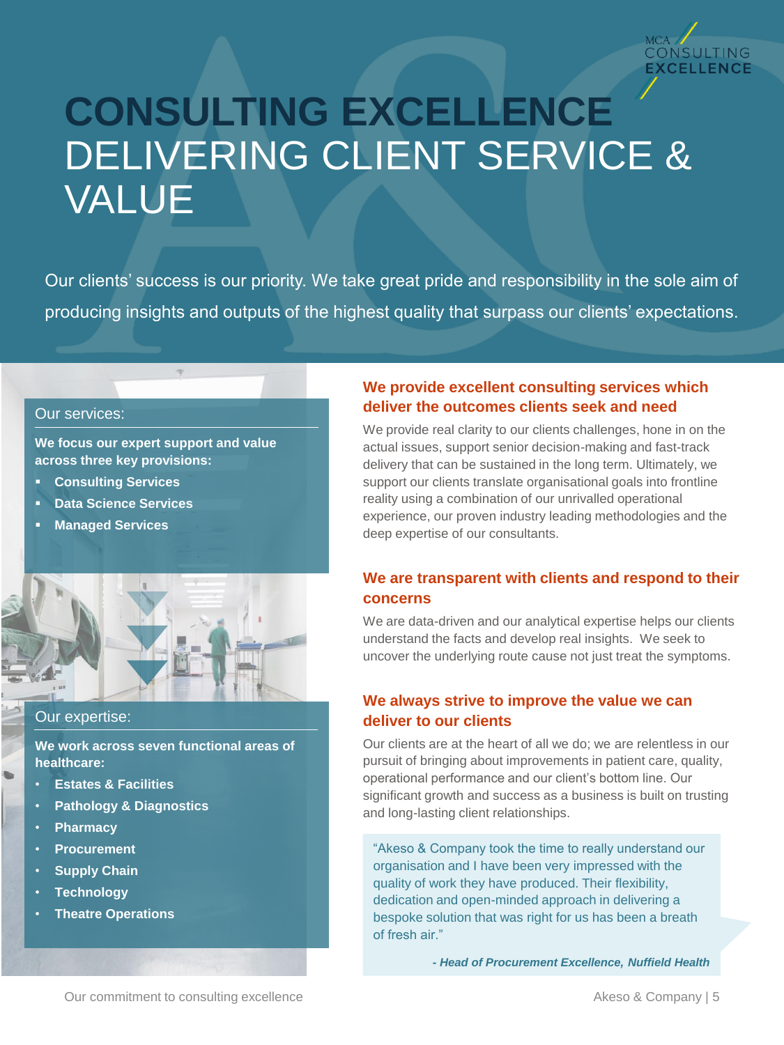# CONSULTING EXCELLENCE
# DELIVERING CLIENT SERVICE & VALUE

Our clients' success is our priority. We take great pride and responsibility in the sole aim of producing insights and outputs of the highest quality that surpass our clients' expectations.

## Our services:

**We focus our expert support and value across three key provisions:**

- **Consulting Services**
- **Data Science Services**
- **Managed Services**

## Our expertise:

**We work across seven functional areas of healthcare:**

- **Estates & Facilities**
- **Pathology & Diagnostics**
- **Pharmacy**
- **Procurement**
- **Supply Chain**
- **Technology**
- **Theatre Operations**

### We provide excellent consulting services which deliver the outcomes clients seek and need

We provide real clarity to our clients challenges, hone in on the actual issues, support senior decision-making and fast-track delivery that can be sustained in the long term. Ultimately, we support our clients translate organisational goals into frontline reality using a combination of our unrivalled operational experience, our proven industry leading methodologies and the deep expertise of our consultants.

### We are transparent with clients and respond to their concerns

We are data-driven and our analytical expertise helps our clients understand the facts and develop real insights. We seek to uncover the underlying route cause not just treat the symptoms.

### We always strive to improve the value we can deliver to our clients

Our clients are at the heart of all we do; we are relentless in our pursuit of bringing about improvements in patient care, quality, operational performance and our client's bottom line. Our significant growth and success as a business is built on trusting and long-lasting client relationships.

> "Akeso & Company took the time to really understand our organisation and I have been very impressed with the quality of work they have produced. Their flexibility, dedication and open-minded approach in delivering a bespoke solution that was right for us has been a breath of fresh air."
>
> ***- Head of Procurement Excellence, Nuffield Health***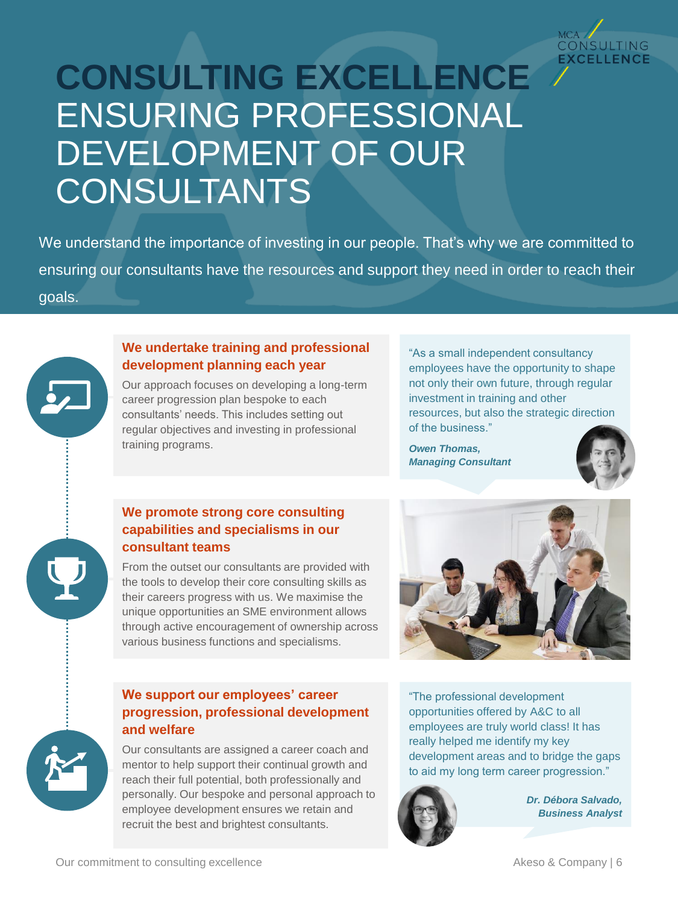# CONSULTING EXCELLENCE
## ENSURING PROFESSIONAL DEVELOPMENT OF OUR CONSULTANTS

We understand the importance of investing in our people. That's why we are committed to ensuring our consultants have the resources and support they need in order to reach their goals.

### We undertake training and professional development planning each year

Our approach focuses on developing a long-term career progression plan bespoke to each consultants' needs. This includes setting out regular objectives and investing in professional training programs.

"As a small independent consultancy employees have the opportunity to shape not only their own future, through regular investment in training and other resources, but also the strategic direction of the business."

***Owen Thomas, Managing Consultant***

### We promote strong core consulting capabilities and specialisms in our consultant teams

From the outset our consultants are provided with the tools to develop their core consulting skills as their careers progress with us. We maximise the unique opportunities an SME environment allows through active encouragement of ownership across various business functions and specialisms.

### We support our employees' career progression, professional development and welfare

Our consultants are assigned a career coach and mentor to help support their continual growth and reach their full potential, both professionally and personally. Our bespoke and personal approach to employee development ensures we retain and recruit the best and brightest consultants.

"The professional development opportunities offered by A&C to all employees are truly world class! It has really helped me identify my key development areas and to bridge the gaps to aid my long term career progression."

***Dr. Débora Salvado, Business Analyst***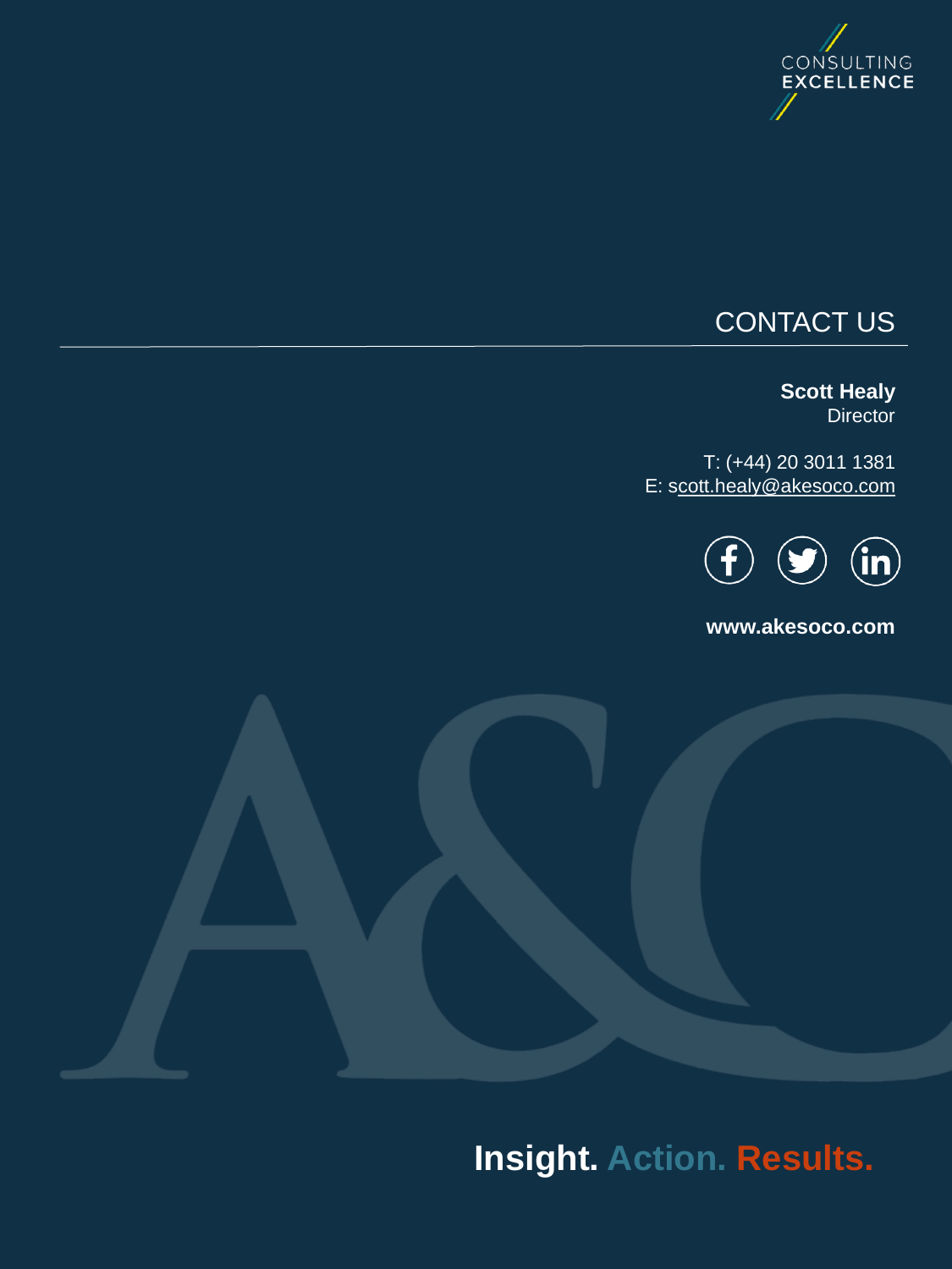CONSULTING EXCELLENCE

## CONTACT US

**Scott Healy**
Director

T: (+44) 20 3011 1381
E: scott.healy@akesoco.com

**www.akesoco.com**

**Insight. Action. Results.**